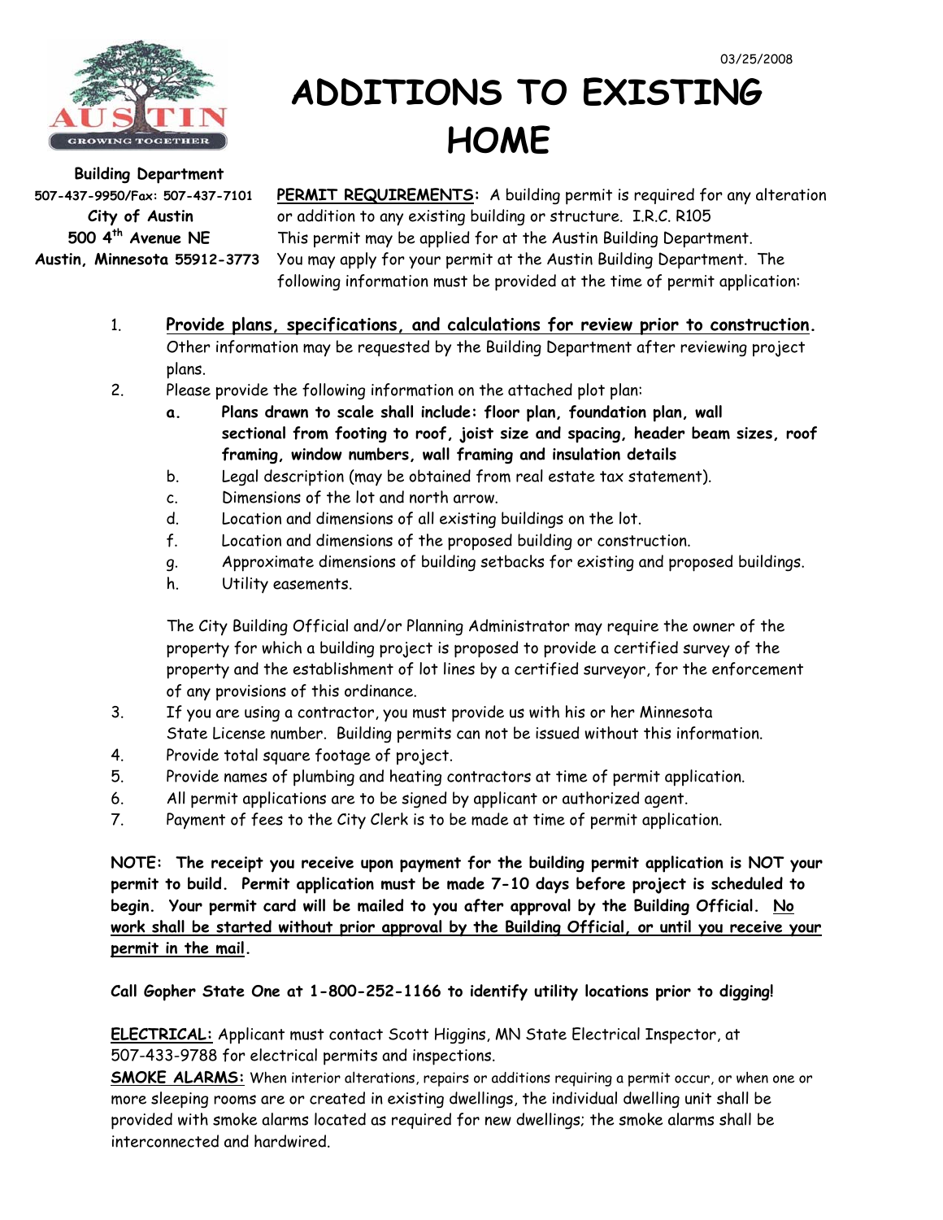03/25/2008

# ADDITIONS TO EXISTING HOME

**Building Department**
**507-437-9950/Fax: 507-437-7101**
**City of Austin**
**500 4th Avenue NE**
**Austin, Minnesota 55912-3773**

**<u>PERMIT REQUIREMENTS</u>:** A building permit is required for any alteration or addition to any existing building or structure. I.R.C. R105 This permit may be applied for at the Austin Building Department. You may apply for your permit at the Austin Building Department. The following information must be provided at the time of permit application:

1. **<u>Provide plans, specifications, and calculations for review prior to construction</u>.** Other information may be requested by the Building Department after reviewing project plans.
2. Please provide the following information on the attached plot plan:
   - **a. Plans drawn to scale shall include: floor plan, foundation plan, wall sectional from footing to roof, joist size and spacing, header beam sizes, roof framing, window numbers, wall framing and insulation details**
   - b. Legal description (may be obtained from real estate tax statement).
   - c. Dimensions of the lot and north arrow.
   - d. Location and dimensions of all existing buildings on the lot.
   - f. Location and dimensions of the proposed building or construction.
   - g. Approximate dimensions of building setbacks for existing and proposed buildings.
   - h. Utility easements.

   The City Building Official and/or Planning Administrator may require the owner of the property for which a building project is proposed to provide a certified survey of the property and the establishment of lot lines by a certified surveyor, for the enforcement of any provisions of this ordinance.
3. If you are using a contractor, you must provide us with his or her Minnesota State License number. Building permits can not be issued without this information.
4. Provide total square footage of project.
5. Provide names of plumbing and heating contractors at time of permit application.
6. All permit applications are to be signed by applicant or authorized agent.
7. Payment of fees to the City Clerk is to be made at time of permit application.

**NOTE: The receipt you receive upon payment for the building permit application is NOT your permit to build. Permit application must be made 7-10 days before project is scheduled to begin. Your permit card will be mailed to you after approval by the Building Official. <u>No work shall be started without prior approval by the Building Official, or until you receive your permit in the mail</u>.**

**Call Gopher State One at 1-800-252-1166 to identify utility locations prior to digging!**

**<u>ELECTRICAL:</u>** Applicant must contact Scott Higgins, MN State Electrical Inspector, at 507-433-9788 for electrical permits and inspections.

**<u>SMOKE ALARMS:</u>** When interior alterations, repairs or additions requiring a permit occur, or when one or more sleeping rooms are or created in existing dwellings, the individual dwelling unit shall be provided with smoke alarms located as required for new dwellings; the smoke alarms shall be interconnected and hardwired.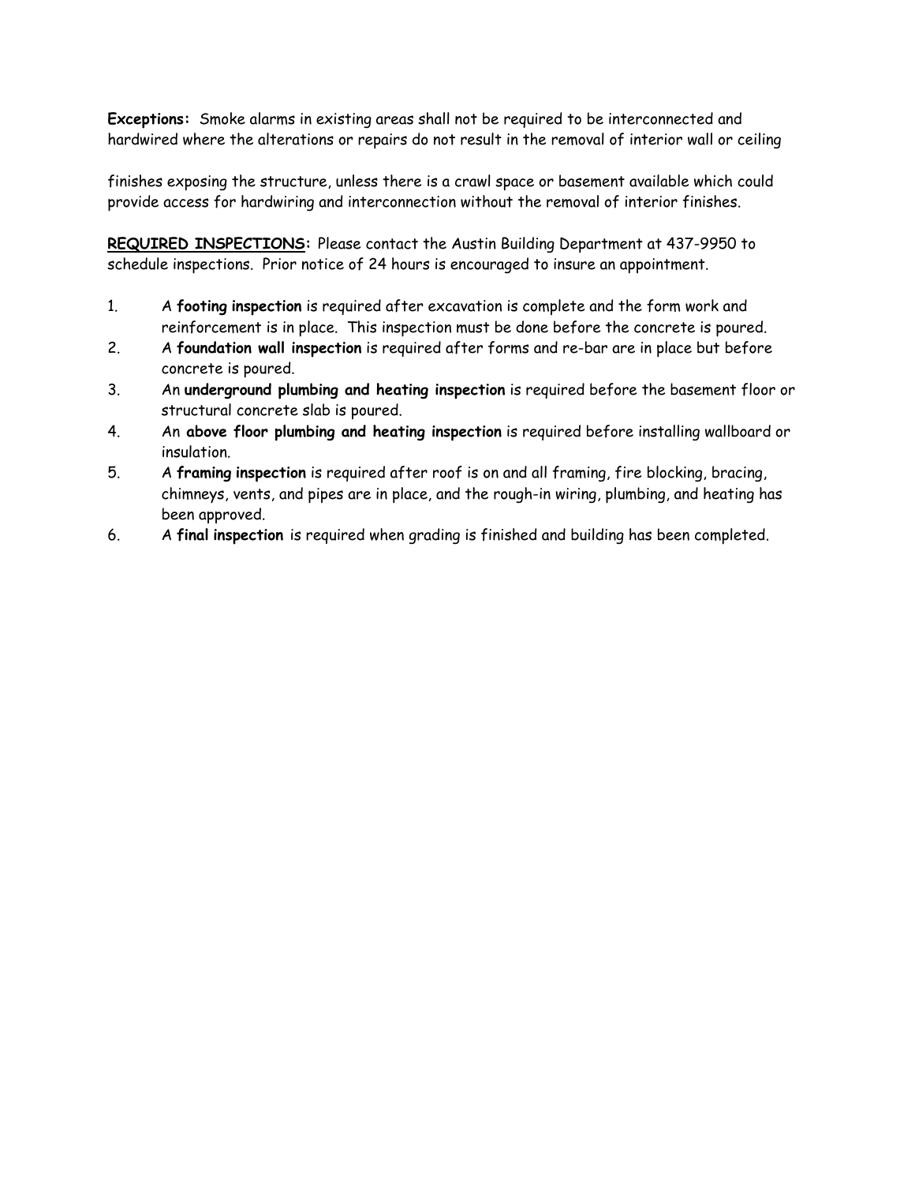**Exceptions:** Smoke alarms in existing areas shall not be required to be interconnected and hardwired where the alterations or repairs do not result in the removal of interior wall or ceiling

finishes exposing the structure, unless there is a crawl space or basement available which could provide access for hardwiring and interconnection without the removal of interior finishes.

**REQUIRED INSPECTIONS:** Please contact the Austin Building Department at 437-9950 to schedule inspections. Prior notice of 24 hours is encouraged to insure an appointment.

1. A **footing inspection** is required after excavation is complete and the form work and reinforcement is in place. This inspection must be done before the concrete is poured.
2. A **foundation wall inspection** is required after forms and re-bar are in place but before concrete is poured.
3. An **underground plumbing and heating inspection** is required before the basement floor or structural concrete slab is poured.
4. An **above floor plumbing and heating inspection** is required before installing wallboard or insulation.
5. A **framing inspection** is required after roof is on and all framing, fire blocking, bracing, chimneys, vents, and pipes are in place, and the rough-in wiring, plumbing, and heating has been approved.
6. A **final inspection** is required when grading is finished and building has been completed.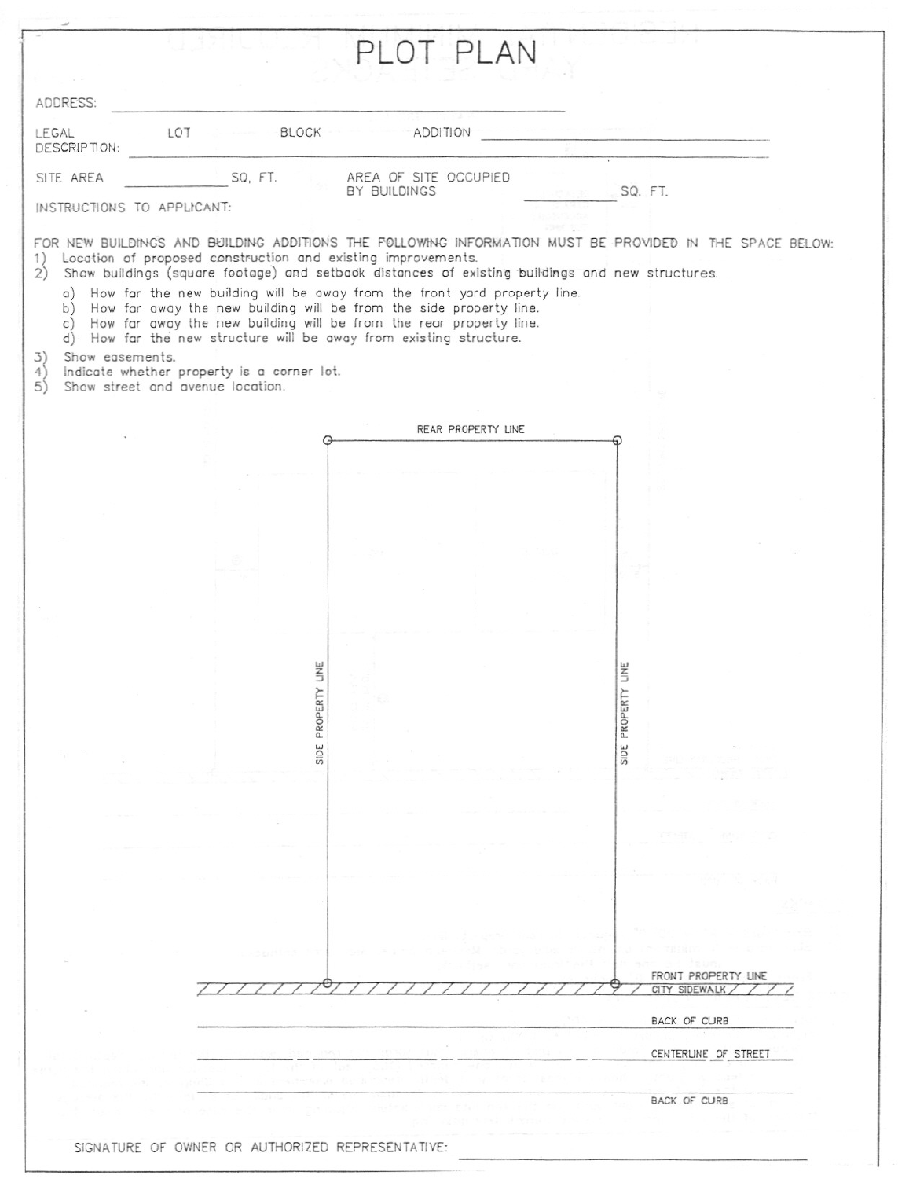# PLOT PLAN

ADDRESS: ______________________________

LEGAL DESCRIPTION: LOT ______ BLOCK ______ ADDITION ______________________________

SITE AREA ____________ SQ, FT. AREA OF SITE OCCUPIED BY BUILDINGS ____________ SQ. FT.

INSTRUCTIONS TO APPLICANT:

FOR NEW BUILDINGS AND BUILDING ADDITIONS THE FOLLOWING INFORMATION MUST BE PROVIDED IN THE SPACE BELOW:

1) Location of proposed construction and existing improvements.
2) Show buildings (square footage) and setback distances of existing buildings and new structures.
   a) How far the new building will be away from the front yard property line.
   b) How far away the new building will be from the side property line.
   c) How far away the new building will be from the rear property line.
   d) How far the new structure will be away from existing structure.
3) Show easements.
4) Indicate whether property is a corner lot.
5) Show street and avenue location.

REAR PROPERTY LINE

SIDE PROPERTY LINE

SIDE PROPERTY LINE

FRONT PROPERTY LINE

CITY SIDEWALK

BACK OF CURB

CENTERLINE OF STREET

BACK OF CURB

SIGNATURE OF OWNER OR AUTHORIZED REPRESENTATIVE: ______________________________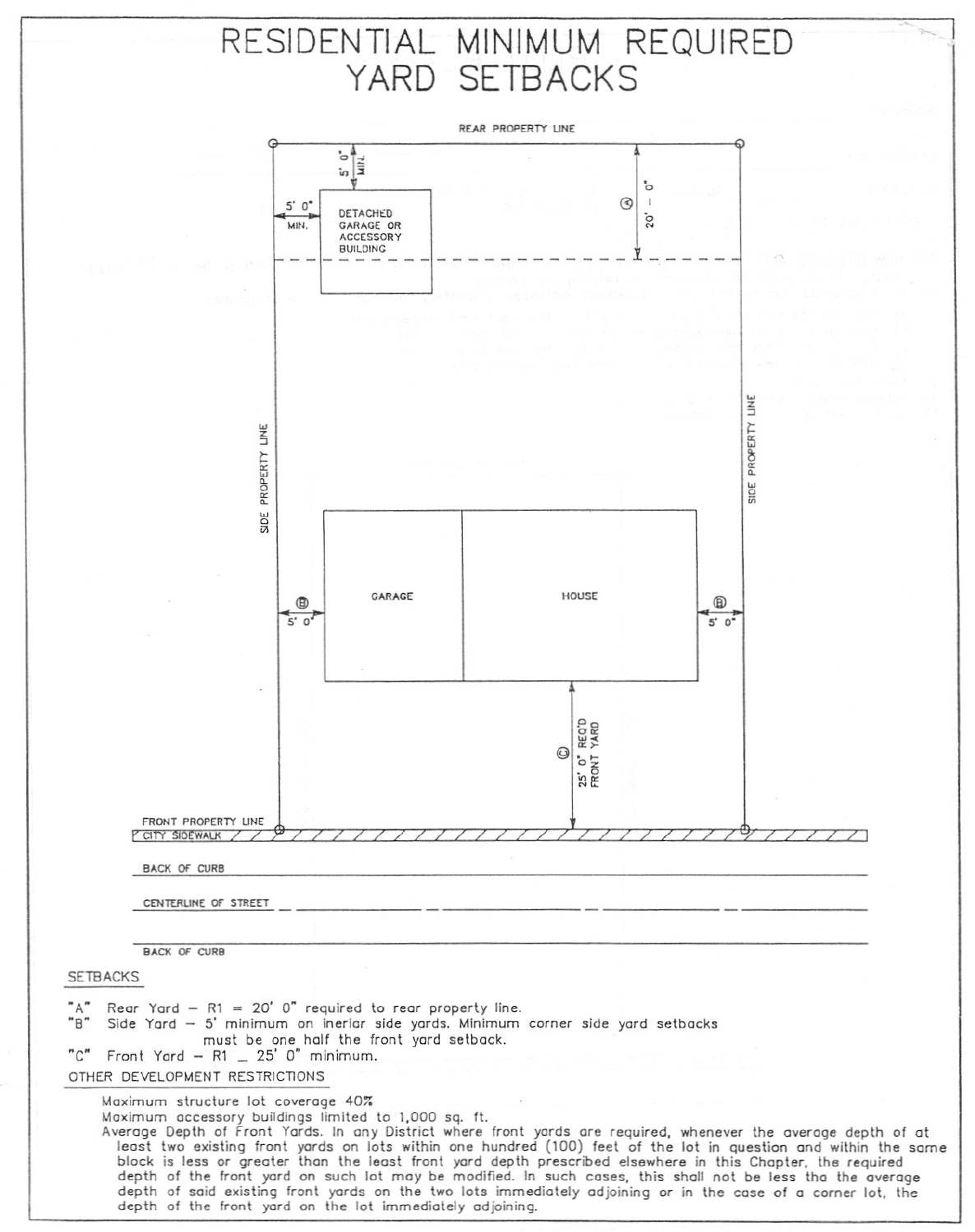# RESIDENTIAL MINIMUM REQUIRED YARD SETBACKS

REAR PROPERTY LINE

5' 0" MIN.

5' 0" MIN.

DETACHED GARAGE OR ACCESSORY BUILDING

Ⓐ 20' – 0"

SIDE PROPERTY LINE

SIDE PROPERTY LINE

GARAGE

HOUSE

Ⓑ 5' 0"

Ⓑ 5' 0"

Ⓒ 25' 0" REQ'D FRONT YARD

FRONT PROPERTY LINE

CITY SIDEWALK

BACK OF CURB

CENTERLINE OF STREET

BACK OF CURB

## SETBACKS

"A" Rear Yard – R1 = 20' 0" required to rear property line.
"B" Side Yard – 5' minimum on inerior side yards. Minimum corner side yard setbacks must be one half the front yard setback.
"C" Front Yard – R1 _ 25' 0" minimum.

## OTHER DEVELOPMENT RESTRICTIONS

Maximum structure lot coverage 40%
Maximum accessory buildings limited to 1,000 sq. ft.
Average Depth of Front Yards. In any District where front yards are required, whenever the average depth of at least two existing front yards on lots within one hundred (100) feet of the lot in question and within the same block is less or greater than the least front yard depth prescribed elsewhere in this Chapter, the required depth of the front yard on such lot may be modified. In such cases, this shall not be less tha the average depth of said existing front yards on the two lots immediately adjoining or in the case of a corner lot, the depth of the front yard on the lot immediately adjoining.